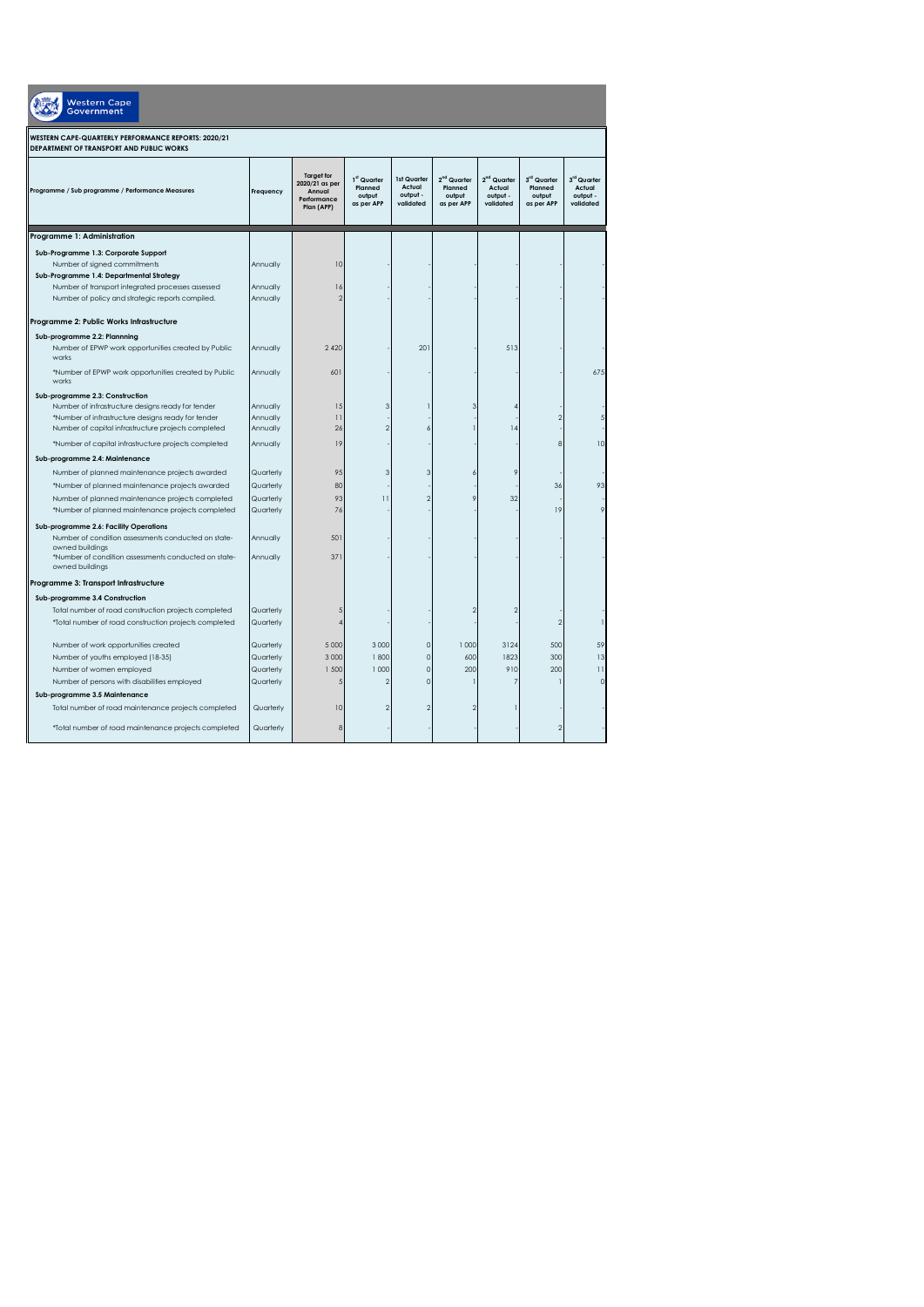Western Cape Government

**WESTERN CAPE-QUARTERLY PERFORMANCE REPORTS: 2020/21**
**DEPARTMENT OF TRANSPORT AND PUBLIC WORKS**

| Programme / Sub programme / Performance Measures | Frequency | Target for 2020/21 as per Annual Performance Plan (APP) | 1st Quarter Planned output as per APP | 1st Quarter Actual output - validated | 2nd Quarter Planned output as per APP | 2nd Quarter Actual output - validated | 3rd Quarter Planned output as per APP | 3rd Quarter Actual output - validated |
|---|---|---|---|---|---|---|---|---|
| **Programme 1: Administration** | | | | | | | | |
| **Sub-Programme 1.3: Corporate Support** | | | | | | | | |
| Number of signed commitments | Annually | 10 | | - | | - | - | - |
| **Sub-Programme 1.4: Departmental Strategy** | | | | | | | | |
| Number of transport integrated processes assessed | Annually | 16 | | - | | - | - | - |
| Number of policy and strategic reports compiled. | Annually | 2 | | - | | - | - | - |
| **Programme 2: Public Works Infrastructure** | | | | | | | | |
| **Sub-programme 2.2: Plannning** | | | | | | | | |
| Number of EPWP work opportunities created by Public works | Annually | 2 420 | | 201 | | 513 | | - |
| *Number of EPWP work opportunities created by Public works | Annually | 601 | | - | | - | | 675 |
| **Sub-programme 2.3: Construction** | | | | | | | | |
| Number of infrastructure designs ready for tender | Annually | 15 | 3 | 1 | 3 | 4 | - | - |
| *Number of infrastructure designs ready for tender | Annually | 11 | | - | | - | 2 | 5 |
| Number of capital infrastructure projects completed | Annually | 26 | 2 | 6 | 1 | 14 | - | - |
| *Number of capital infrastructure projects completed | Annually | 19 | | - | | - | 8 | 10 |
| **Sub-programme 2.4: Maintenance** | | | | | | | | |
| Number of planned maintenance projects awarded | Quarterly | 95 | 3 | 3 | 6 | 9 | - | - |
| *Number of planned maintenance projects awarded | Quarterly | 80 | | - | | - | 36 | 93 |
| Number of planned maintenance projects completed | Quarterly | 93 | 11 | 2 | 9 | 32 | - | - |
| *Number of planned maintenance projects completed | Quarterly | 76 | | - | | - | 19 | 9 |
| **Sub-programme 2.6: Facility Operations** | | | | | | | | |
| Number of condition assessments conducted on state-owned buildings | Annually | 501 | | - | | - | - | - |
| *Number of condition assessments conducted on state-owned buildings | Annually | 371 | | - | | - | - | - |
| **Programme 3: Transport Infrastructure** | | | | | | | | |
| **Sub-programme 3.4 Construction** | | | | | | | | |
| Total number of road construction projects completed | Quarterly | 5 | | - | 2 | 2 | - | - |
| *Total number of road construction projects completed | Quarterly | 4 | | - | | - | 2 | 1 |
| Number of work opportunities created | Quarterly | 5 000 | 3 000 | 0 | 1 000 | 3124 | 500 | 59 |
| Number of youths employed (18-35) | Quarterly | 3 000 | 1 800 | 0 | 600 | 1823 | 300 | 13 |
| Number of women employed | Quarterly | 1 500 | 1 000 | 0 | 200 | 910 | 200 | 11 |
| Number of persons with disabilities employed | Quarterly | 5 | 2 | 0 | 1 | 7 | 1 | 0 |
| **Sub-programme 3.5 Maintenance** | | | | | | | | |
| Total number of road maintenance projects completed | Quarterly | 10 | 2 | 2 | 2 | 1 | - | - |
| *Total number of road maintenance projects completed | Quarterly | 8 | | - | | - | 2 | - |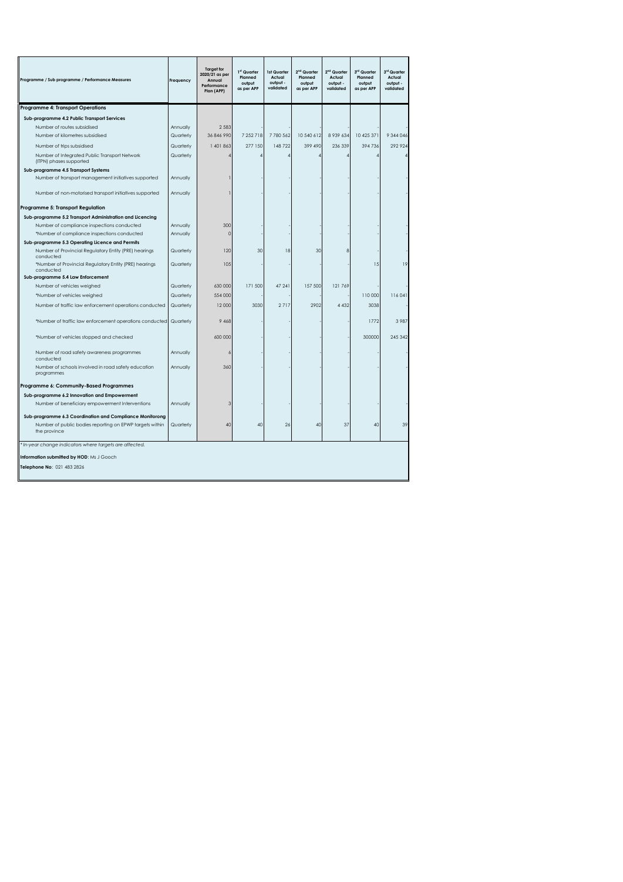| Programme / Sub programme / Performance Measures | Frequency | Target for 2020/21 as per Annual Performance Plan (APP) | 1st Quarter Planned output as per APP | 1st Quarter Actual output - validated | 2nd Quarter Planned output as per APP | 2nd Quarter Actual output - validated | 3rd Quarter Planned output as per APP | 3rd Quarter Actual output - validated |
|---|---|---|---|---|---|---|---|---|
| **Programme 4: Transport Operations** | | | | | | | | |
| **Sub-programme 4.2 Public Transport Services** | | | | | | | | |
| Number of routes subsidised | Annually | 2 583 | - | - | - | - | - | - |
| Number of kilometres subsidised | Quarterly | 36 846 990 | 7 252 718 | 7 780 562 | 10 540 612 | 8 939 634 | 10 425 371 | 9 344 046 |
| Number of trips subsidised | Quarterly | 1 401 863 | 277 150 | 148 722 | 399 490 | 236 339 | 394 736 | 292 924 |
| Number of Integrated Public Transport Network (ITPN) phases supported | Quarterly | 4 | 4 | 4 | 4 | 4 | 4 | 4 |
| **Sub-programme 4.5 Transport Systems** | | | | | | | | |
| Number of transport management initiatives supported | Annually | 1 | - | - | - | - | - | - |
| Number of non-motorised transport initiatives supported | Annually | 1 | - | - | - | - | - | - |
| **Programme 5: Transport Regulation** | | | | | | | | |
| **Sub-programme 5.2 Transport Administration and Licencing** | | | | | | | | |
| Number of compliance inspections conducted | Annually | 300 | - | - | - | - | - | - |
| *Number of compliance inspections conducted | Annually | 0 | - | - | - | - | - | - |
| **Sub-programme 5.3 Operating Licence and Permits** | | | | | | | | |
| Number of Provincial Regulatory Entity (PRE) hearings conducted | Quarterly | 120 | 30 | 18 | 30 | 8 | - | - |
| *Number of Provincial Regulatory Entity (PRE) hearings conducted | Quarterly | 105 | - | - | - | - | 15 | 19 |
| **Sub-programme 5.4 Law Enforcement** | | | | | | | | |
| Number of vehicles weighed | Quarterly | 630 000 | 171 500 | 47 241 | 157 500 | 121 769 | - | - |
| *Number of vehicles weighed | Quarterly | 554 000 | - | - | - | - | 110 000 | 116 041 |
| Number of traffic law enforcement operations conducted | Quarterly | 12 000 | 3030 | 2 717 | 2902 | 4 432 | 3038 | - |
| *Number of traffic law enforcement operations conducted | Quarterly | 9 468 | - | - | - | - | 1772 | 3 987 |
| *Number of vehicles stopped and checked | | 600 000 | - | - | - | - | 300000 | 245 342 |
| Number of road safety awareness programmes conducted | Annually | 6 | - | - | - | - | - | - |
| Number of schools involved in road safety education programmes | Annually | 360 | - | - | - | - | - | - |
| **Programme 6: Community-Based Programmes** | | | | | | | | |
| **Sub-programme 6.2 Innovation and Empowerment** | | | | | | | | |
| Number of beneficiary empowerment interventions | Annually | 3 | - | - | - | - | - | - |
| **Sub-programme 6.3 Coordination and Compliance Monitorong** | | | | | | | | |
| Number of public bodies reporting on EPWP targets within the province | Quarterly | 40 | 40 | 26 | 40 | 37 | 40 | 39 |

*In-year change indicators where targets are affected.*

**Information submitted by HOD**: Ms J Gooch

**Telephone No**: 021 483 2826